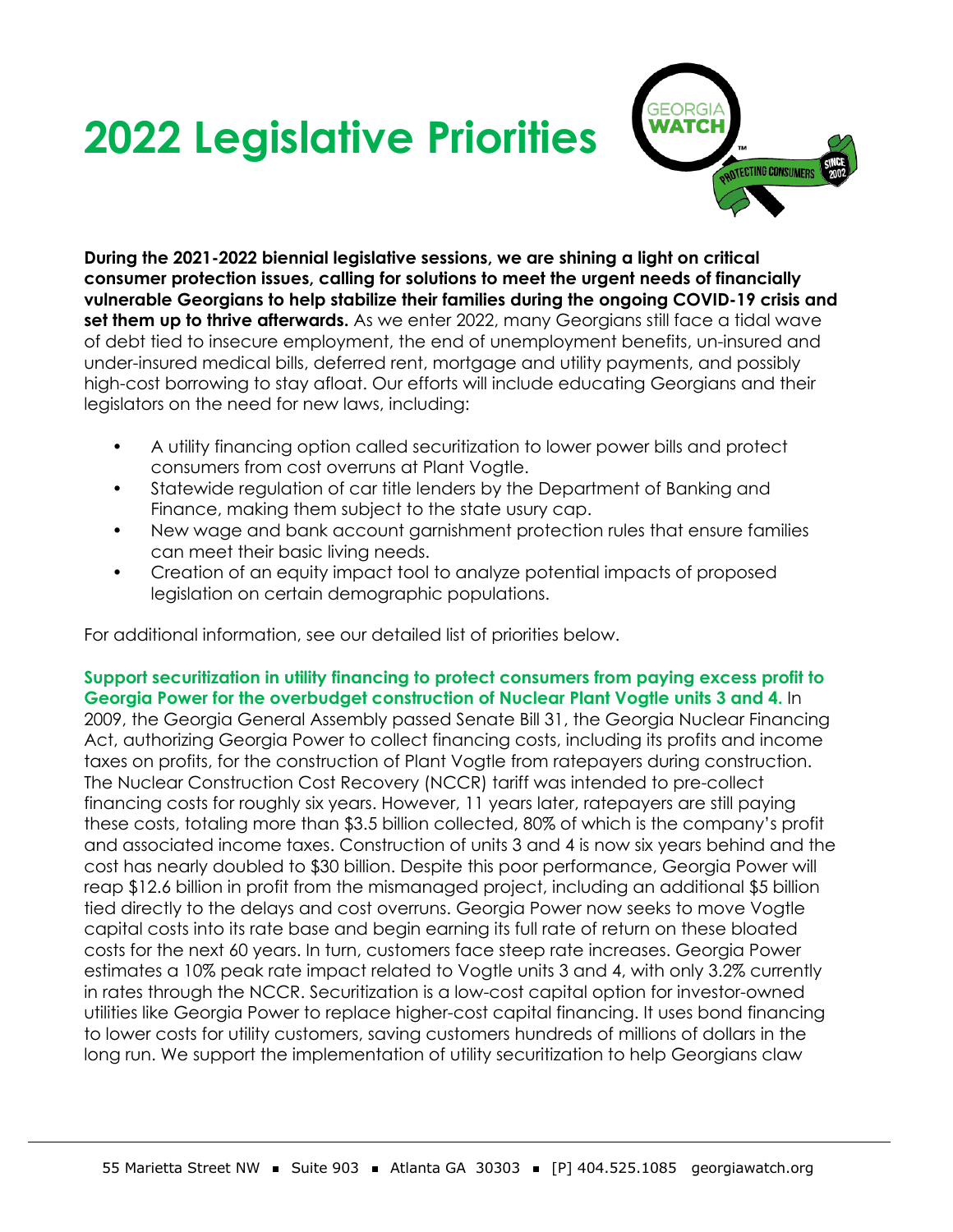# 2022 Legislative Priorities

**During the 2021-2022 biennial legislative sessions, we are shining a light on critical consumer protection issues, calling for solutions to meet the urgent needs of financially vulnerable Georgians to help stabilize their families during the ongoing COVID-19 crisis and set them up to thrive afterwards.** As we enter 2022, many Georgians still face a tidal wave of debt tied to insecure employment, the end of unemployment benefits, un-insured and under-insured medical bills, deferred rent, mortgage and utility payments, and possibly high-cost borrowing to stay afloat. Our efforts will include educating Georgians and their legislators on the need for new laws, including:

- A utility financing option called securitization to lower power bills and protect consumers from cost overruns at Plant Vogtle.
- Statewide regulation of car title lenders by the Department of Banking and Finance, making them subject to the state usury cap.
- New wage and bank account garnishment protection rules that ensure families can meet their basic living needs.
- Creation of an equity impact tool to analyze potential impacts of proposed legislation on certain demographic populations.

For additional information, see our detailed list of priorities below.

**Support securitization in utility financing to protect consumers from paying excess profit to Georgia Power for the overbudget construction of Nuclear Plant Vogtle units 3 and 4.** In 2009, the Georgia General Assembly passed Senate Bill 31, the Georgia Nuclear Financing Act, authorizing Georgia Power to collect financing costs, including its profits and income taxes on profits, for the construction of Plant Vogtle from ratepayers during construction. The Nuclear Construction Cost Recovery (NCCR) tariff was intended to pre-collect financing costs for roughly six years. However, 11 years later, ratepayers are still paying these costs, totaling more than $3.5 billion collected, 80% of which is the company's profit and associated income taxes. Construction of units 3 and 4 is now six years behind and the cost has nearly doubled to $30 billion. Despite this poor performance, Georgia Power will reap $12.6 billion in profit from the mismanaged project, including an additional $5 billion tied directly to the delays and cost overruns. Georgia Power now seeks to move Vogtle capital costs into its rate base and begin earning its full rate of return on these bloated costs for the next 60 years. In turn, customers face steep rate increases. Georgia Power estimates a 10% peak rate impact related to Vogtle units 3 and 4, with only 3.2% currently in rates through the NCCR. Securitization is a low-cost capital option for investor-owned utilities like Georgia Power to replace higher-cost capital financing. It uses bond financing to lower costs for utility customers, saving customers hundreds of millions of dollars in the long run. We support the implementation of utility securitization to help Georgians claw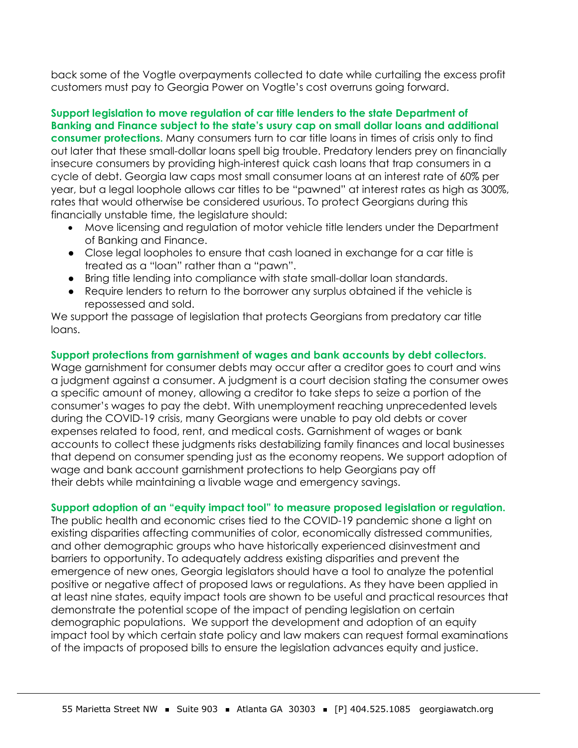back some of the Vogtle overpayments collected to date while curtailing the excess profit customers must pay to Georgia Power on Vogtle's cost overruns going forward.

**Support legislation to move regulation of car title lenders to the state Department of Banking and Finance subject to the state's usury cap on small dollar loans and additional consumer protections.** Many consumers turn to car title loans in times of crisis only to find out later that these small-dollar loans spell big trouble. Predatory lenders prey on financially insecure consumers by providing high-interest quick cash loans that trap consumers in a cycle of debt. Georgia law caps most small consumer loans at an interest rate of 60% per year, but a legal loophole allows car titles to be "pawned" at interest rates as high as 300%, rates that would otherwise be considered usurious. To protect Georgians during this financially unstable time, the legislature should:

- Move licensing and regulation of motor vehicle title lenders under the Department of Banking and Finance.
- Close legal loopholes to ensure that cash loaned in exchange for a car title is treated as a "loan" rather than a "pawn".
- Bring title lending into compliance with state small-dollar loan standards.
- Require lenders to return to the borrower any surplus obtained if the vehicle is repossessed and sold.

We support the passage of legislation that protects Georgians from predatory car title loans.

**Support protections from garnishment of wages and bank accounts by debt collectors.** Wage garnishment for consumer debts may occur after a creditor goes to court and wins a judgment against a consumer. A judgment is a court decision stating the consumer owes a specific amount of money, allowing a creditor to take steps to seize a portion of the consumer's wages to pay the debt. With unemployment reaching unprecedented levels during the COVID-19 crisis, many Georgians were unable to pay old debts or cover expenses related to food, rent, and medical costs. Garnishment of wages or bank accounts to collect these judgments risks destabilizing family finances and local businesses that depend on consumer spending just as the economy reopens. We support adoption of wage and bank account garnishment protections to help Georgians pay off their debts while maintaining a livable wage and emergency savings.

**Support adoption of an "equity impact tool" to measure proposed legislation or regulation.** The public health and economic crises tied to the COVID-19 pandemic shone a light on existing disparities affecting communities of color, economically distressed communities, and other demographic groups who have historically experienced disinvestment and barriers to opportunity. To adequately address existing disparities and prevent the emergence of new ones, Georgia legislators should have a tool to analyze the potential positive or negative affect of proposed laws or regulations. As they have been applied in at least nine states, equity impact tools are shown to be useful and practical resources that demonstrate the potential scope of the impact of pending legislation on certain demographic populations. We support the development and adoption of an equity impact tool by which certain state policy and law makers can request formal examinations of the impacts of proposed bills to ensure the legislation advances equity and justice.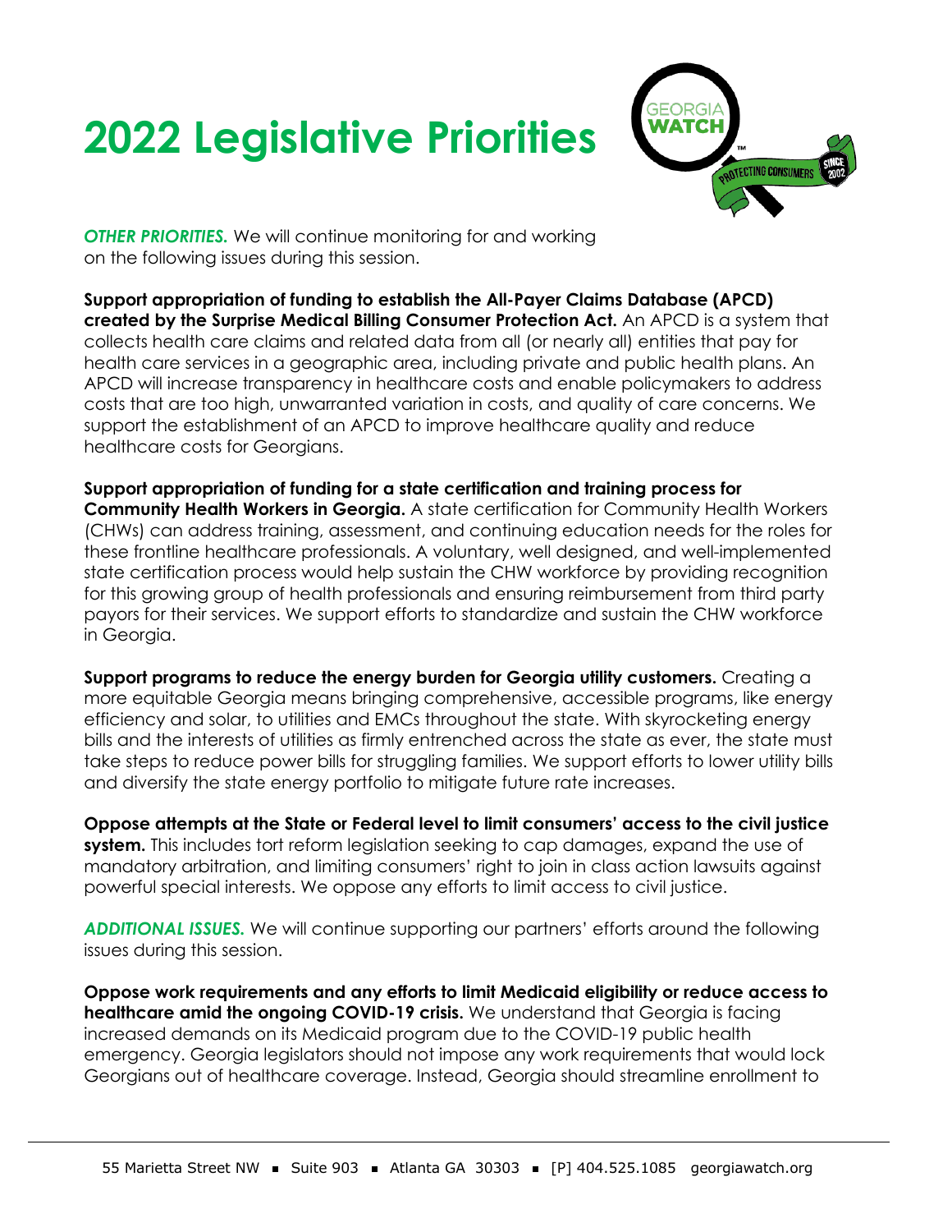# 2022 Legislative Priorities

***OTHER PRIORITIES.*** We will continue monitoring for and working on the following issues during this session.

**Support appropriation of funding to establish the All-Payer Claims Database (APCD) created by the Surprise Medical Billing Consumer Protection Act.** An APCD is a system that collects health care claims and related data from all (or nearly all) entities that pay for health care services in a geographic area, including private and public health plans. An APCD will increase transparency in healthcare costs and enable policymakers to address costs that are too high, unwarranted variation in costs, and quality of care concerns. We support the establishment of an APCD to improve healthcare quality and reduce healthcare costs for Georgians.

**Support appropriation of funding for a state certification and training process for Community Health Workers in Georgia.** A state certification for Community Health Workers (CHWs) can address training, assessment, and continuing education needs for the roles for these frontline healthcare professionals. A voluntary, well designed, and well-implemented state certification process would help sustain the CHW workforce by providing recognition for this growing group of health professionals and ensuring reimbursement from third party payors for their services. We support efforts to standardize and sustain the CHW workforce in Georgia.

**Support programs to reduce the energy burden for Georgia utility customers.** Creating a more equitable Georgia means bringing comprehensive, accessible programs, like energy efficiency and solar, to utilities and EMCs throughout the state. With skyrocketing energy bills and the interests of utilities as firmly entrenched across the state as ever, the state must take steps to reduce power bills for struggling families. We support efforts to lower utility bills and diversify the state energy portfolio to mitigate future rate increases.

**Oppose attempts at the State or Federal level to limit consumers' access to the civil justice system.** This includes tort reform legislation seeking to cap damages, expand the use of mandatory arbitration, and limiting consumers' right to join in class action lawsuits against powerful special interests. We oppose any efforts to limit access to civil justice.

***ADDITIONAL ISSUES.*** We will continue supporting our partners' efforts around the following issues during this session.

**Oppose work requirements and any efforts to limit Medicaid eligibility or reduce access to healthcare amid the ongoing COVID-19 crisis.** We understand that Georgia is facing increased demands on its Medicaid program due to the COVID-19 public health emergency. Georgia legislators should not impose any work requirements that would lock Georgians out of healthcare coverage. Instead, Georgia should streamline enrollment to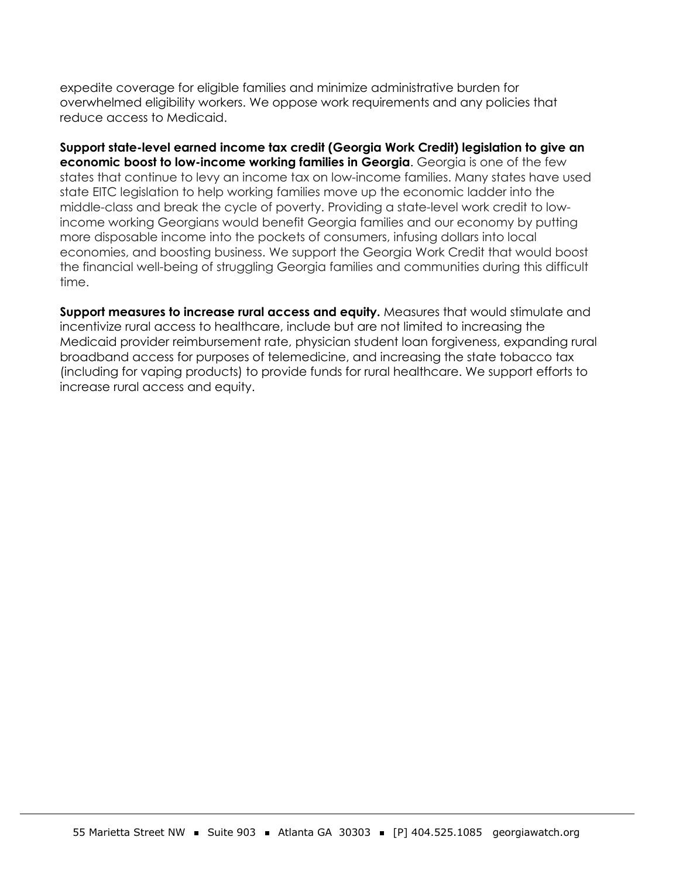expedite coverage for eligible families and minimize administrative burden for overwhelmed eligibility workers. We oppose work requirements and any policies that reduce access to Medicaid.

**Support state-level earned income tax credit (Georgia Work Credit) legislation to give an economic boost to low-income working families in Georgia**. Georgia is one of the few states that continue to levy an income tax on low-income families. Many states have used state EITC legislation to help working families move up the economic ladder into the middle-class and break the cycle of poverty. Providing a state-level work credit to low-income working Georgians would benefit Georgia families and our economy by putting more disposable income into the pockets of consumers, infusing dollars into local economies, and boosting business. We support the Georgia Work Credit that would boost the financial well-being of struggling Georgia families and communities during this difficult time.

**Support measures to increase rural access and equity.** Measures that would stimulate and incentivize rural access to healthcare, include but are not limited to increasing the Medicaid provider reimbursement rate, physician student loan forgiveness, expanding rural broadband access for purposes of telemedicine, and increasing the state tobacco tax (including for vaping products) to provide funds for rural healthcare. We support efforts to increase rural access and equity.